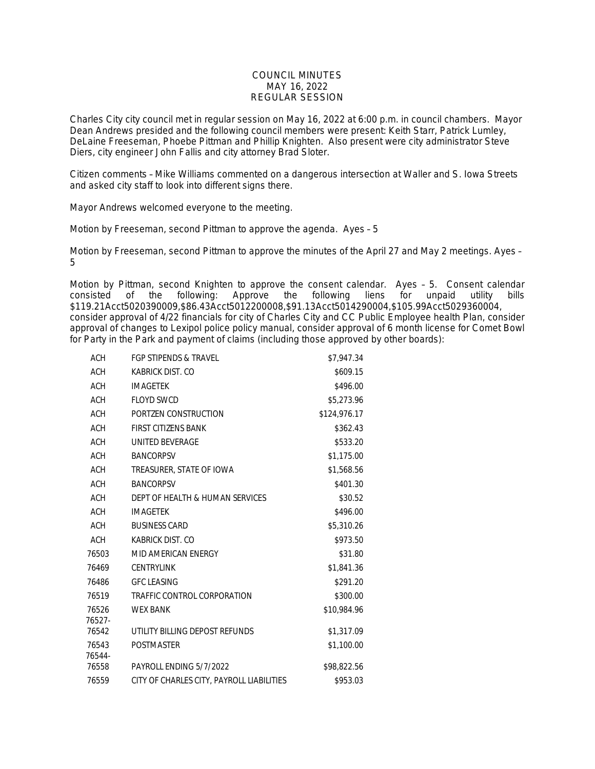# COUNCIL MINUTES
## MAY 16, 2022
## REGULAR SESSION

Charles City city council met in regular session on May 16, 2022 at 6:00 p.m. in council chambers. Mayor Dean Andrews presided and the following council members were present: Keith Starr, Patrick Lumley, DeLaine Freeseman, Phoebe Pittman and Phillip Knighten. Also present were city administrator Steve Diers, city engineer John Fallis and city attorney Brad Sloter.

Citizen comments – Mike Williams commented on a dangerous intersection at Waller and S. Iowa Streets and asked city staff to look into different signs there.

Mayor Andrews welcomed everyone to the meeting.

Motion by Freeseman, second Pittman to approve the agenda. Ayes – 5

Motion by Freeseman, second Pittman to approve the minutes of the April 27 and May 2 meetings. Ayes – 5

Motion by Pittman, second Knighten to approve the consent calendar. Ayes – 5. Consent calendar consisted of the following: Approve the following liens for unpaid utility bills $119.21Acct5020390009,$86.43Acct5012200008,$91.13Acct5014290004,$105.99Acct5029360004, consider approval of 4/22 financials for city of Charles City and CC Public Employee health Plan, consider approval of changes to Lexipol police policy manual, consider approval of 6 month license for Comet Bowl for Party in the Park and payment of claims (including those approved by other boards):

| | | |
|---|---|---|
| ACH | FGP STIPENDS & TRAVEL | $7,947.34 |
| ACH | KABRICK DIST. CO | $609.15 |
| ACH | IMAGETEK | $496.00 |
| ACH | FLOYD SWCD | $5,273.96 |
| ACH | PORTZEN CONSTRUCTION | $124,976.17 |
| ACH | FIRST CITIZENS BANK | $362.43 |
| ACH | UNITED BEVERAGE | $533.20 |
| ACH | BANCORPSV | $1,175.00 |
| ACH | TREASURER, STATE OF IOWA | $1,568.56 |
| ACH | BANCORPSV | $401.30 |
| ACH | DEPT OF HEALTH & HUMAN SERVICES | $30.52 |
| ACH | IMAGETEK | $496.00 |
| ACH | BUSINESS CARD | $5,310.26 |
| ACH | KABRICK DIST. CO | $973.50 |
| 76503 | MID AMERICAN ENERGY | $31.80 |
| 76469 | CENTRYLINK | $1,841.36 |
| 76486 | GFC LEASING | $291.20 |
| 76519 | TRAFFIC CONTROL CORPORATION | $300.00 |
| 76526 | WEX BANK | $10,984.96 |
| 76527-76542 | UTILITY BILLING DEPOST REFUNDS | $1,317.09 |
| 76543 | POSTMASTER | $1,100.00 |
| 76544-76558 | PAYROLL ENDING 5/7/2022 | $98,822.56 |
| 76559 | CITY OF CHARLES CITY, PAYROLL LIABILITIES | $953.03 |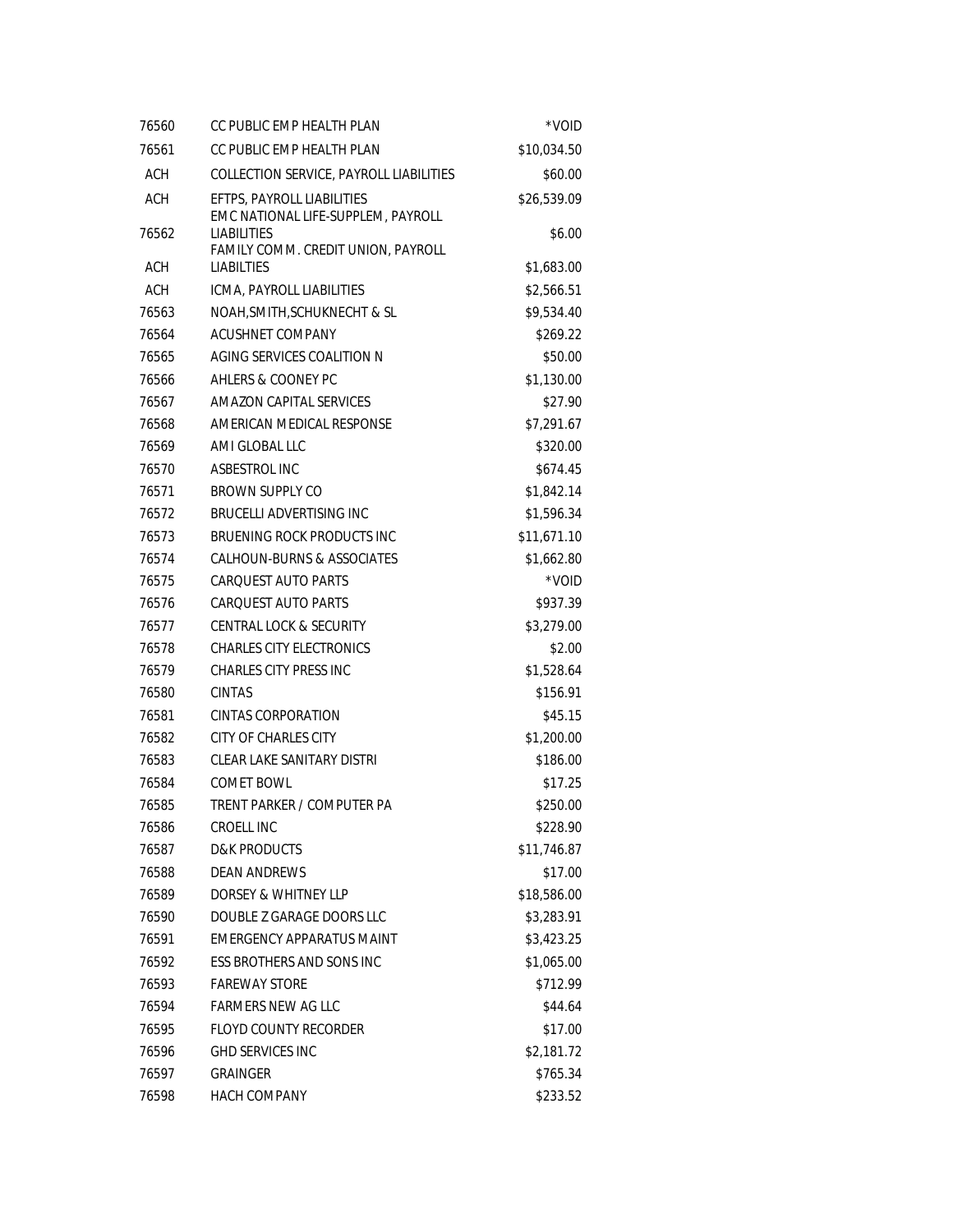| | | |
|---|---|---|
| 76560 | CC PUBLIC EMP HEALTH PLAN | *VOID |
| 76561 | CC PUBLIC EMP HEALTH PLAN | $10,034.50 |
| ACH | COLLECTION SERVICE, PAYROLL LIABILITIES | $60.00 |
| ACH | EFTPS, PAYROLL LIABILITIES | $26,539.09 |
| 76562 | EMC NATIONAL LIFE-SUPPLEM, PAYROLL LIABILITIES | $6.00 |
| ACH | FAMILY COMM. CREDIT UNION, PAYROLL LIABILTIES | $1,683.00 |
| ACH | ICMA, PAYROLL LIABILITIES | $2,566.51 |
| 76563 | NOAH,SMITH,SCHUKNECHT & SL | $9,534.40 |
| 76564 | ACUSHNET COMPANY | $269.22 |
| 76565 | AGING SERVICES COALITION N | $50.00 |
| 76566 | AHLERS & COONEY PC | $1,130.00 |
| 76567 | AMAZON CAPITAL SERVICES | $27.90 |
| 76568 | AMERICAN MEDICAL RESPONSE | $7,291.67 |
| 76569 | AMI GLOBAL LLC | $320.00 |
| 76570 | ASBESTROL INC | $674.45 |
| 76571 | BROWN SUPPLY CO | $1,842.14 |
| 76572 | BRUCELLI ADVERTISING INC | $1,596.34 |
| 76573 | BRUENING ROCK PRODUCTS INC | $11,671.10 |
| 76574 | CALHOUN-BURNS & ASSOCIATES | $1,662.80 |
| 76575 | CARQUEST AUTO PARTS | *VOID |
| 76576 | CARQUEST AUTO PARTS | $937.39 |
| 76577 | CENTRAL LOCK & SECURITY | $3,279.00 |
| 76578 | CHARLES CITY ELECTRONICS | $2.00 |
| 76579 | CHARLES CITY PRESS INC | $1,528.64 |
| 76580 | CINTAS | $156.91 |
| 76581 | CINTAS CORPORATION | $45.15 |
| 76582 | CITY OF CHARLES CITY | $1,200.00 |
| 76583 | CLEAR LAKE SANITARY DISTRI | $186.00 |
| 76584 | COMET BOWL | $17.25 |
| 76585 | TRENT PARKER / COMPUTER PA | $250.00 |
| 76586 | CROELL INC | $228.90 |
| 76587 | D&K PRODUCTS | $11,746.87 |
| 76588 | DEAN ANDREWS | $17.00 |
| 76589 | DORSEY & WHITNEY LLP | $18,586.00 |
| 76590 | DOUBLE Z GARAGE DOORS LLC | $3,283.91 |
| 76591 | EMERGENCY APPARATUS MAINT | $3,423.25 |
| 76592 | ESS BROTHERS AND SONS INC | $1,065.00 |
| 76593 | FAREWAY STORE | $712.99 |
| 76594 | FARMERS NEW AG LLC | $44.64 |
| 76595 | FLOYD COUNTY RECORDER | $17.00 |
| 76596 | GHD SERVICES INC | $2,181.72 |
| 76597 | GRAINGER | $765.34 |
| 76598 | HACH COMPANY | $233.52 |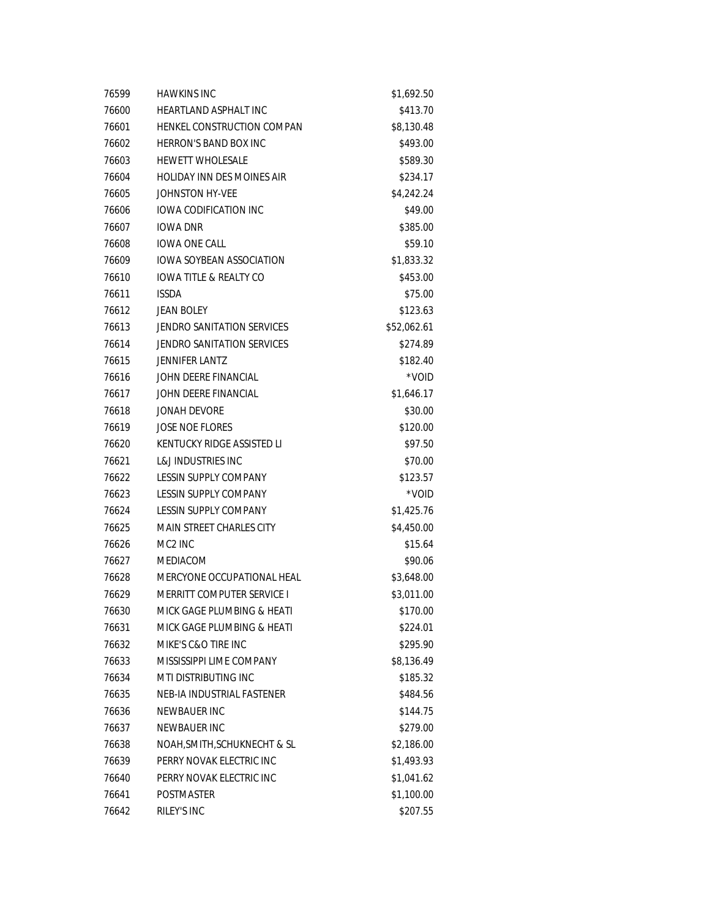| | | |
|---|---|---|
| 76599 | HAWKINS INC | $1,692.50 |
| 76600 | HEARTLAND ASPHALT INC | $413.70 |
| 76601 | HENKEL CONSTRUCTION COMPAN | $8,130.48 |
| 76602 | HERRON'S BAND BOX INC | $493.00 |
| 76603 | HEWETT WHOLESALE | $589.30 |
| 76604 | HOLIDAY INN DES MOINES AIR | $234.17 |
| 76605 | JOHNSTON HY-VEE | $4,242.24 |
| 76606 | IOWA CODIFICATION INC | $49.00 |
| 76607 | IOWA DNR | $385.00 |
| 76608 | IOWA ONE CALL | $59.10 |
| 76609 | IOWA SOYBEAN ASSOCIATION | $1,833.32 |
| 76610 | IOWA TITLE & REALTY CO | $453.00 |
| 76611 | ISSDA | $75.00 |
| 76612 | JEAN BOLEY | $123.63 |
| 76613 | JENDRO SANITATION SERVICES | $52,062.61 |
| 76614 | JENDRO SANITATION SERVICES | $274.89 |
| 76615 | JENNIFER LANTZ | $182.40 |
| 76616 | JOHN DEERE FINANCIAL | *VOID |
| 76617 | JOHN DEERE FINANCIAL | $1,646.17 |
| 76618 | JONAH DEVORE | $30.00 |
| 76619 | JOSE NOE FLORES | $120.00 |
| 76620 | KENTUCKY RIDGE ASSISTED LI | $97.50 |
| 76621 | L&J INDUSTRIES INC | $70.00 |
| 76622 | LESSIN SUPPLY COMPANY | $123.57 |
| 76623 | LESSIN SUPPLY COMPANY | *VOID |
| 76624 | LESSIN SUPPLY COMPANY | $1,425.76 |
| 76625 | MAIN STREET CHARLES CITY | $4,450.00 |
| 76626 | MC2 INC | $15.64 |
| 76627 | MEDIACOM | $90.06 |
| 76628 | MERCYONE OCCUPATIONAL HEAL | $3,648.00 |
| 76629 | MERRITT COMPUTER SERVICE I | $3,011.00 |
| 76630 | MICK GAGE PLUMBING & HEATI | $170.00 |
| 76631 | MICK GAGE PLUMBING & HEATI | $224.01 |
| 76632 | MIKE'S C&O TIRE INC | $295.90 |
| 76633 | MISSISSIPPI LIME COMPANY | $8,136.49 |
| 76634 | MTI DISTRIBUTING INC | $185.32 |
| 76635 | NEB-IA INDUSTRIAL FASTENER | $484.56 |
| 76636 | NEWBAUER INC | $144.75 |
| 76637 | NEWBAUER INC | $279.00 |
| 76638 | NOAH,SMITH,SCHUKNECHT & SL | $2,186.00 |
| 76639 | PERRY NOVAK ELECTRIC INC | $1,493.93 |
| 76640 | PERRY NOVAK ELECTRIC INC | $1,041.62 |
| 76641 | POSTMASTER | $1,100.00 |
| 76642 | RILEY'S INC | $207.55 |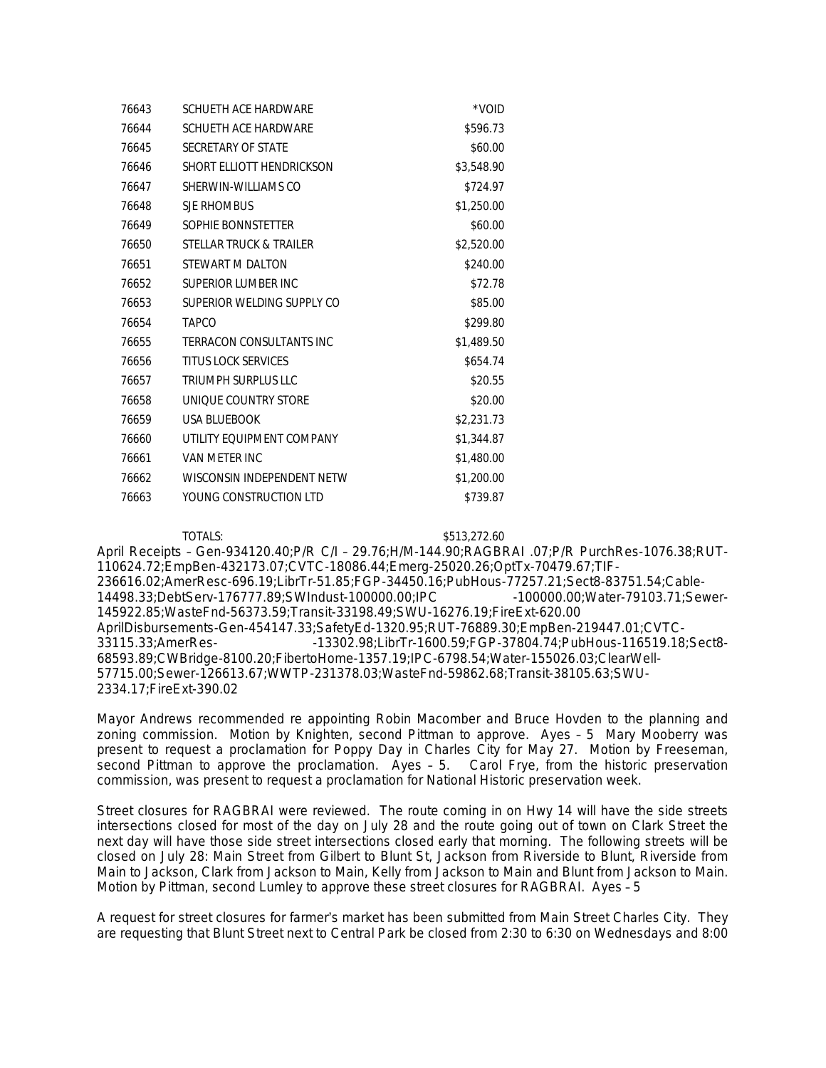| | | |
|---|---|---|
| 76643 | SCHUETH ACE HARDWARE | *VOID |
| 76644 | SCHUETH ACE HARDWARE | $596.73 |
| 76645 | SECRETARY OF STATE | $60.00 |
| 76646 | SHORT ELLIOTT HENDRICKSON | $3,548.90 |
| 76647 | SHERWIN-WILLIAMS CO | $724.97 |
| 76648 | SJE RHOMBUS | $1,250.00 |
| 76649 | SOPHIE BONNSTETTER | $60.00 |
| 76650 | STELLAR TRUCK & TRAILER | $2,520.00 |
| 76651 | STEWART M DALTON | $240.00 |
| 76652 | SUPERIOR LUMBER INC | $72.78 |
| 76653 | SUPERIOR WELDING SUPPLY CO | $85.00 |
| 76654 | TAPCO | $299.80 |
| 76655 | TERRACON CONSULTANTS INC | $1,489.50 |
| 76656 | TITUS LOCK SERVICES | $654.74 |
| 76657 | TRIUMPH SURPLUS LLC | $20.55 |
| 76658 | UNIQUE COUNTRY STORE | $20.00 |
| 76659 | USA BLUEBOOK | $2,231.73 |
| 76660 | UTILITY EQUIPMENT COMPANY | $1,344.87 |
| 76661 | VAN METER INC | $1,480.00 |
| 76662 | WISCONSIN INDEPENDENT NETW | $1,200.00 |
| 76663 | YOUNG CONSTRUCTION LTD | $739.87 |
| | TOTALS: | $513,272.60 |

April Receipts – Gen-934120.40;P/R C/I – 29.76;H/M-144.90;RAGBRAI .07;P/R PurchRes-1076.38;RUT-110624.72;EmpBen-432173.07;CVTC-18086.44;Emerg-25020.26;OptTx-70479.67;TIF-236616.02;AmerResc-696.19;LibrTr-51.85;FGP-34450.16;PubHous-77257.21;Sect8-83751.54;Cable-14498.33;DebtServ-176777.89;SWIndust-100000.00;IPC -100000.00;Water-79103.71;Sewer-145922.85;WasteFnd-56373.59;Transit-33198.49;SWU-16276.19;FireExt-620.00
AprilDisbursements-Gen-454147.33;SafetyEd-1320.95;RUT-76889.30;EmpBen-219447.01;CVTC-33115.33;AmerRes- -13302.98;LibrTr-1600.59;FGP-37804.74;PubHous-116519.18;Sect8-68593.89;CWBridge-8100.20;FibertoHome-1357.19;IPC-6798.54;Water-155026.03;ClearWell-57715.00;Sewer-126613.67;WWTP-231378.03;WasteFnd-59862.68;Transit-38105.63;SWU-2334.17;FireExt-390.02

Mayor Andrews recommended re appointing Robin Macomber and Bruce Hovden to the planning and zoning commission. Motion by Knighten, second Pittman to approve. Ayes – 5 Mary Mooberry was present to request a proclamation for Poppy Day in Charles City for May 27. Motion by Freeseman, second Pittman to approve the proclamation. Ayes – 5. Carol Frye, from the historic preservation commission, was present to request a proclamation for National Historic preservation week.

Street closures for RAGBRAI were reviewed. The route coming in on Hwy 14 will have the side streets intersections closed for most of the day on July 28 and the route going out of town on Clark Street the next day will have those side street intersections closed early that morning. The following streets will be closed on July 28: Main Street from Gilbert to Blunt St, Jackson from Riverside to Blunt, Riverside from Main to Jackson, Clark from Jackson to Main, Kelly from Jackson to Main and Blunt from Jackson to Main. Motion by Pittman, second Lumley to approve these street closures for RAGBRAI. Ayes – 5

A request for street closures for farmer's market has been submitted from Main Street Charles City. They are requesting that Blunt Street next to Central Park be closed from 2:30 to 6:30 on Wednesdays and 8:00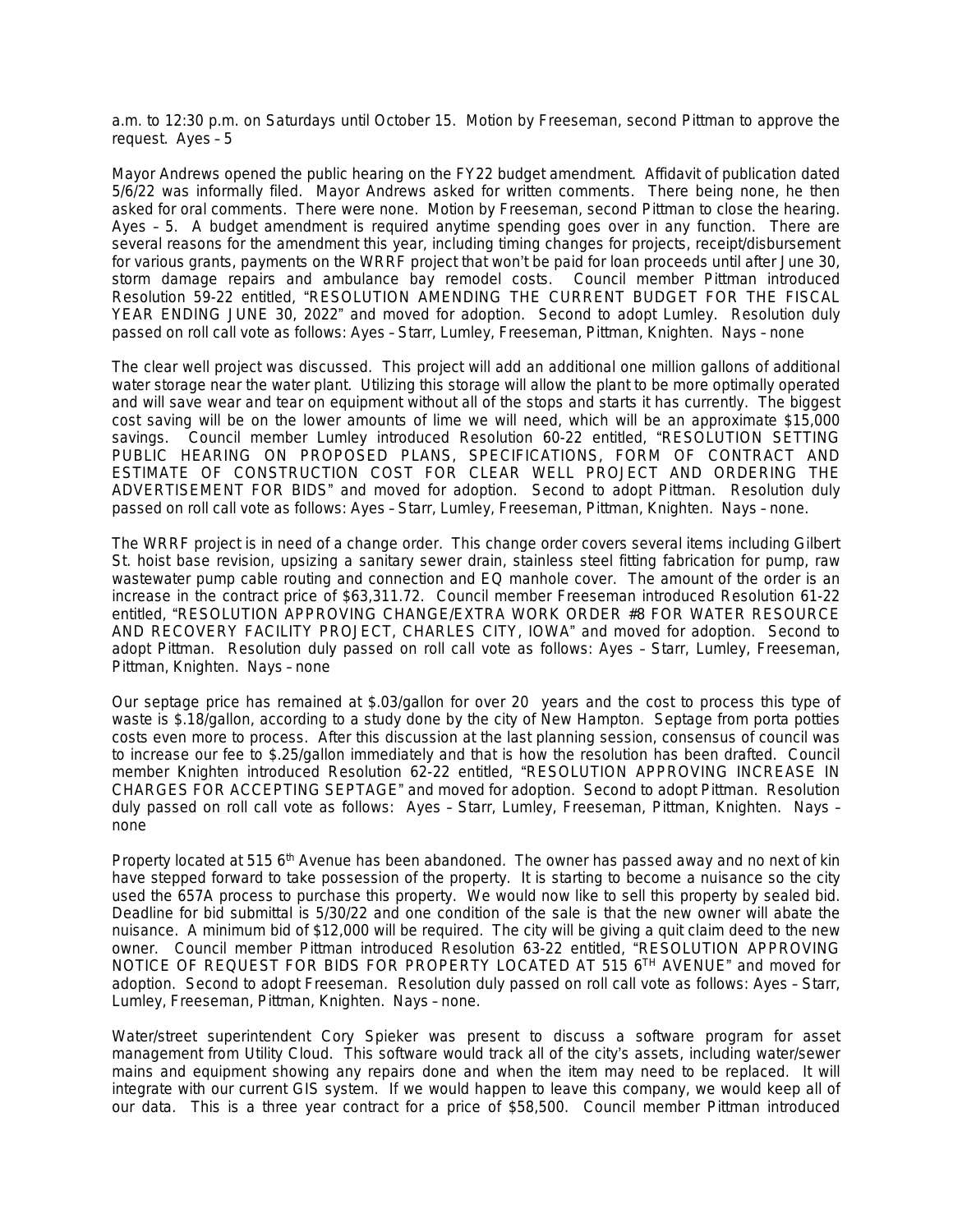a.m. to 12:30 p.m. on Saturdays until October 15. Motion by Freeseman, second Pittman to approve the request. Ayes – 5

Mayor Andrews opened the public hearing on the FY22 budget amendment. Affidavit of publication dated 5/6/22 was informally filed. Mayor Andrews asked for written comments. There being none, he then asked for oral comments. There were none. Motion by Freeseman, second Pittman to close the hearing. Ayes – 5. A budget amendment is required anytime spending goes over in any function. There are several reasons for the amendment this year, including timing changes for projects, receipt/disbursement for various grants, payments on the WRRF project that won't be paid for loan proceeds until after June 30, storm damage repairs and ambulance bay remodel costs. Council member Pittman introduced Resolution 59-22 entitled, "RESOLUTION AMENDING THE CURRENT BUDGET FOR THE FISCAL YEAR ENDING JUNE 30, 2022" and moved for adoption. Second to adopt Lumley. Resolution duly passed on roll call vote as follows: Ayes – Starr, Lumley, Freeseman, Pittman, Knighten. Nays – none

The clear well project was discussed. This project will add an additional one million gallons of additional water storage near the water plant. Utilizing this storage will allow the plant to be more optimally operated and will save wear and tear on equipment without all of the stops and starts it has currently. The biggest cost saving will be on the lower amounts of lime we will need, which will be an approximate $15,000 savings. Council member Lumley introduced Resolution 60-22 entitled, "RESOLUTION SETTING PUBLIC HEARING ON PROPOSED PLANS, SPECIFICATIONS, FORM OF CONTRACT AND ESTIMATE OF CONSTRUCTION COST FOR CLEAR WELL PROJECT AND ORDERING THE ADVERTISEMENT FOR BIDS" and moved for adoption. Second to adopt Pittman. Resolution duly passed on roll call vote as follows: Ayes – Starr, Lumley, Freeseman, Pittman, Knighten. Nays – none.

The WRRF project is in need of a change order. This change order covers several items including Gilbert St. hoist base revision, upsizing a sanitary sewer drain, stainless steel fitting fabrication for pump, raw wastewater pump cable routing and connection and EQ manhole cover. The amount of the order is an increase in the contract price of $63,311.72. Council member Freeseman introduced Resolution 61-22 entitled, "RESOLUTION APPROVING CHANGE/EXTRA WORK ORDER #8 FOR WATER RESOURCE AND RECOVERY FACILITY PROJECT, CHARLES CITY, IOWA" and moved for adoption. Second to adopt Pittman. Resolution duly passed on roll call vote as follows: Ayes – Starr, Lumley, Freeseman, Pittman, Knighten. Nays – none

Our septage price has remained at $.03/gallon for over 20 years and the cost to process this type of waste is $.18/gallon, according to a study done by the city of New Hampton. Septage from porta potties costs even more to process. After this discussion at the last planning session, consensus of council was to increase our fee to $.25/gallon immediately and that is how the resolution has been drafted. Council member Knighten introduced Resolution 62-22 entitled, "RESOLUTION APPROVING INCREASE IN CHARGES FOR ACCEPTING SEPTAGE" and moved for adoption. Second to adopt Pittman. Resolution duly passed on roll call vote as follows: Ayes – Starr, Lumley, Freeseman, Pittman, Knighten. Nays – none

Property located at 515 6th Avenue has been abandoned. The owner has passed away and no next of kin have stepped forward to take possession of the property. It is starting to become a nuisance so the city used the 657A process to purchase this property. We would now like to sell this property by sealed bid. Deadline for bid submittal is 5/30/22 and one condition of the sale is that the new owner will abate the nuisance. A minimum bid of $12,000 will be required. The city will be giving a quit claim deed to the new owner. Council member Pittman introduced Resolution 63-22 entitled, "RESOLUTION APPROVING NOTICE OF REQUEST FOR BIDS FOR PROPERTY LOCATED AT 515 6TH AVENUE" and moved for adoption. Second to adopt Freeseman. Resolution duly passed on roll call vote as follows: Ayes – Starr, Lumley, Freeseman, Pittman, Knighten. Nays – none.

Water/street superintendent Cory Spieker was present to discuss a software program for asset management from Utility Cloud. This software would track all of the city's assets, including water/sewer mains and equipment showing any repairs done and when the item may need to be replaced. It will integrate with our current GIS system. If we would happen to leave this company, we would keep all of our data. This is a three year contract for a price of $58,500. Council member Pittman introduced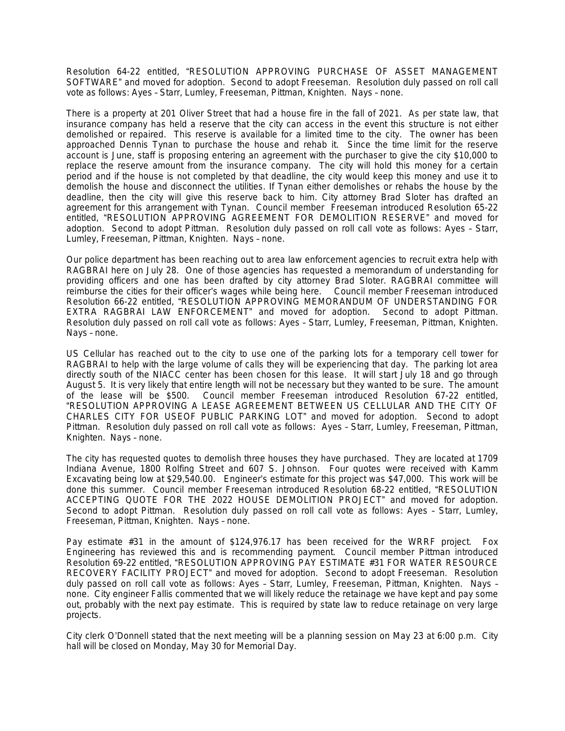Resolution 64-22 entitled, "RESOLUTION APPROVING PURCHASE OF ASSET MANAGEMENT SOFTWARE" and moved for adoption. Second to adopt Freeseman. Resolution duly passed on roll call vote as follows: Ayes – Starr, Lumley, Freeseman, Pittman, Knighten. Nays – none.

There is a property at 201 Oliver Street that had a house fire in the fall of 2021. As per state law, that insurance company has held a reserve that the city can access in the event this structure is not either demolished or repaired. This reserve is available for a limited time to the city. The owner has been approached Dennis Tynan to purchase the house and rehab it. Since the time limit for the reserve account is June, staff is proposing entering an agreement with the purchaser to give the city $10,000 to replace the reserve amount from the insurance company. The city will hold this money for a certain period and if the house is not completed by that deadline, the city would keep this money and use it to demolish the house and disconnect the utilities. If Tynan either demolishes or rehabs the house by the deadline, then the city will give this reserve back to him. City attorney Brad Sloter has drafted an agreement for this arrangement with Tynan. Council member Freeseman introduced Resolution 65-22 entitled, "RESOLUTION APPROVING AGREEMENT FOR DEMOLITION RESERVE" and moved for adoption. Second to adopt Pittman. Resolution duly passed on roll call vote as follows: Ayes – Starr, Lumley, Freeseman, Pittman, Knighten. Nays – none.

Our police department has been reaching out to area law enforcement agencies to recruit extra help with RAGBRAI here on July 28. One of those agencies has requested a memorandum of understanding for providing officers and one has been drafted by city attorney Brad Sloter. RAGBRAI committee will reimburse the cities for their officer's wages while being here. Council member Freeseman introduced Resolution 66-22 entitled, "RESOLUTION APPROVING MEMORANDUM OF UNDERSTANDING FOR EXTRA RAGBRAI LAW ENFORCEMENT" and moved for adoption. Second to adopt Pittman. Resolution duly passed on roll call vote as follows: Ayes – Starr, Lumley, Freeseman, Pittman, Knighten. Nays – none.

US Cellular has reached out to the city to use one of the parking lots for a temporary cell tower for RAGBRAI to help with the large volume of calls they will be experiencing that day. The parking lot area directly south of the NIACC center has been chosen for this lease. It will start July 18 and go through August 5. It is very likely that entire length will not be necessary but they wanted to be sure. The amount of the lease will be $500. Council member Freeseman introduced Resolution 67-22 entitled, "RESOLUTION APPROVING A LEASE AGREEMENT BETWEEN US CELLULAR AND THE CITY OF CHARLES CITY FOR USEOF PUBLIC PARKING LOT" and moved for adoption. Second to adopt Pittman. Resolution duly passed on roll call vote as follows: Ayes – Starr, Lumley, Freeseman, Pittman, Knighten. Nays – none.

The city has requested quotes to demolish three houses they have purchased. They are located at 1709 Indiana Avenue, 1800 Rolfing Street and 607 S. Johnson. Four quotes were received with Kamm Excavating being low at $29,540.00. Engineer's estimate for this project was $47,000. This work will be done this summer. Council member Freeseman introduced Resolution 68-22 entitled, "RESOLUTION ACCEPTING QUOTE FOR THE 2022 HOUSE DEMOLITION PROJECT" and moved for adoption. Second to adopt Pittman. Resolution duly passed on roll call vote as follows: Ayes – Starr, Lumley, Freeseman, Pittman, Knighten. Nays – none.

Pay estimate #31 in the amount of $124,976.17 has been received for the WRRF project. Fox Engineering has reviewed this and is recommending payment. Council member Pittman introduced Resolution 69-22 entitled, "RESOLUTION APPROVING PAY ESTIMATE #31 FOR WATER RESOURCE RECOVERY FACILITY PROJECT" and moved for adoption. Second to adopt Freeseman. Resolution duly passed on roll call vote as follows: Ayes – Starr, Lumley, Freeseman, Pittman, Knighten. Nays – none. City engineer Fallis commented that we will likely reduce the retainage we have kept and pay some out, probably with the next pay estimate. This is required by state law to reduce retainage on very large projects.

City clerk O'Donnell stated that the next meeting will be a planning session on May 23 at 6:00 p.m. City hall will be closed on Monday, May 30 for Memorial Day.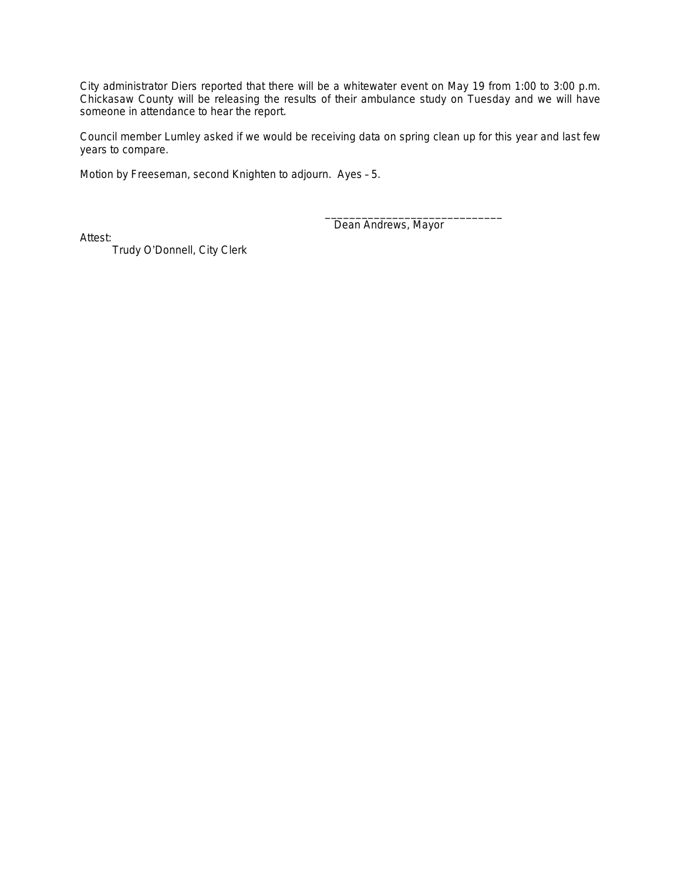City administrator Diers reported that there will be a whitewater event on May 19 from 1:00 to 3:00 p.m. Chickasaw County will be releasing the results of their ambulance study on Tuesday and we will have someone in attendance to hear the report.

Council member Lumley asked if we would be receiving data on spring clean up for this year and last few years to compare.

Motion by Freeseman, second Knighten to adjourn. Ayes – 5.

_____________________________
Dean Andrews, Mayor

Attest:
Trudy O'Donnell, City Clerk